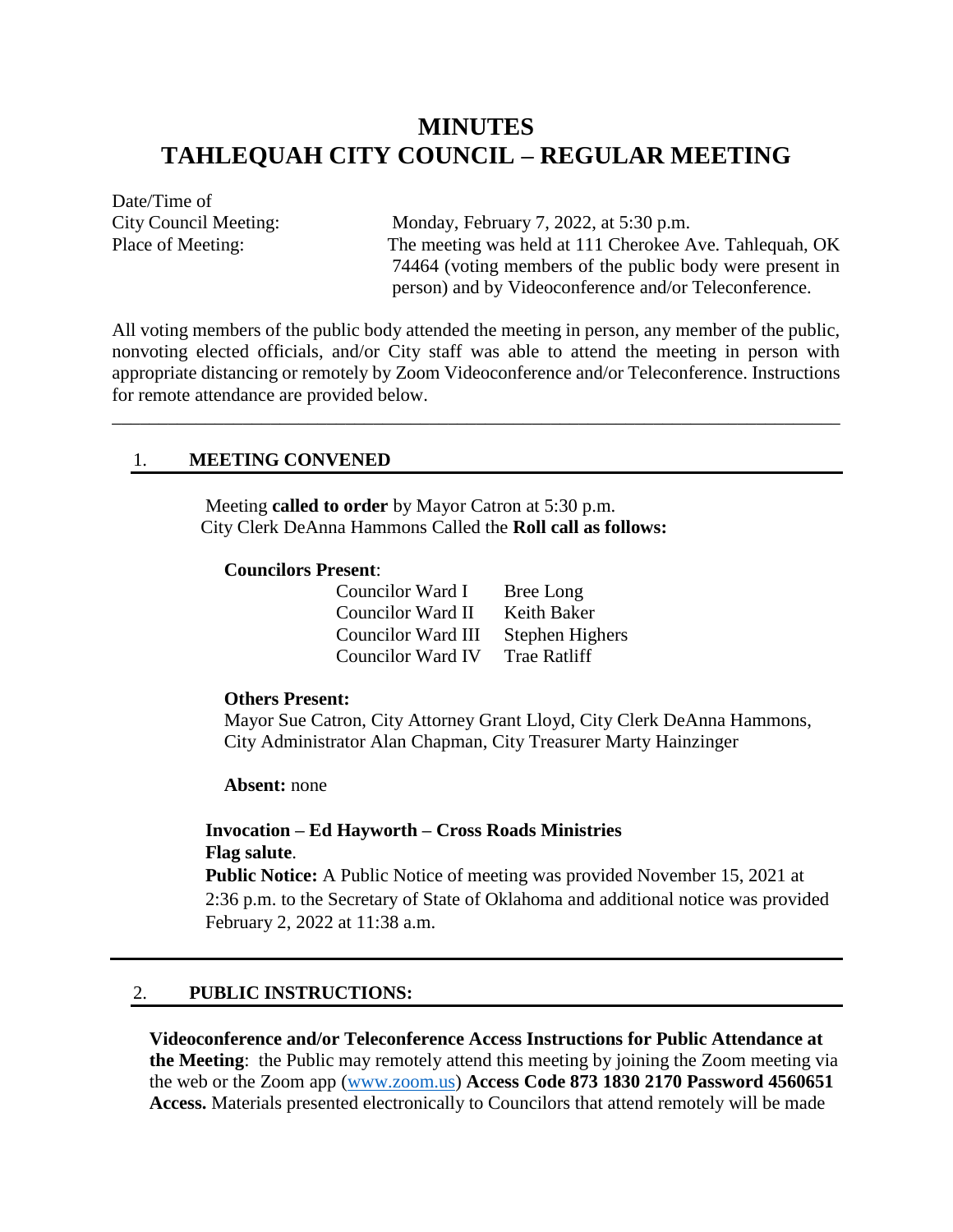# MINUTES
# TAHLEQUAH CITY COUNCIL – REGULAR MEETING

Date/Time of
City Council Meeting: Monday, February 7, 2022, at 5:30 p.m.
Place of Meeting: The meeting was held at 111 Cherokee Ave. Tahlequah, OK 74464 (voting members of the public body were present in person) and by Videoconference and/or Teleconference.

All voting members of the public body attended the meeting in person, any member of the public, nonvoting elected officials, and/or City staff was able to attend the meeting in person with appropriate distancing or remotely by Zoom Videoconference and/or Teleconference. Instructions for remote attendance are provided below.

---

## 1. MEETING CONVENED

Meeting **called to order** by Mayor Catron at 5:30 p.m.
City Clerk DeAnna Hammons Called the **Roll call as follows:**

**Councilors Present**:

| | |
|---|---|
| Councilor Ward I | Bree Long |
| Councilor Ward II | Keith Baker |
| Councilor Ward III | Stephen Highers |
| Councilor Ward IV | Trae Ratliff |

**Others Present:**
Mayor Sue Catron, City Attorney Grant Lloyd, City Clerk DeAnna Hammons, City Administrator Alan Chapman, City Treasurer Marty Hainzinger

**Absent:** none

**Invocation – Ed Hayworth – Cross Roads Ministries**
**Flag salute**.
**Public Notice:** A Public Notice of meeting was provided November 15, 2021 at 2:36 p.m. to the Secretary of State of Oklahoma and additional notice was provided February 2, 2022 at 11:38 a.m.

## 2. PUBLIC INSTRUCTIONS:

**Videoconference and/or Teleconference Access Instructions for Public Attendance at the Meeting**: the Public may remotely attend this meeting by joining the Zoom meeting via the web or the Zoom app (www.zoom.us) **Access Code 873 1830 2170 Password 4560651 Access.** Materials presented electronically to Councilors that attend remotely will be made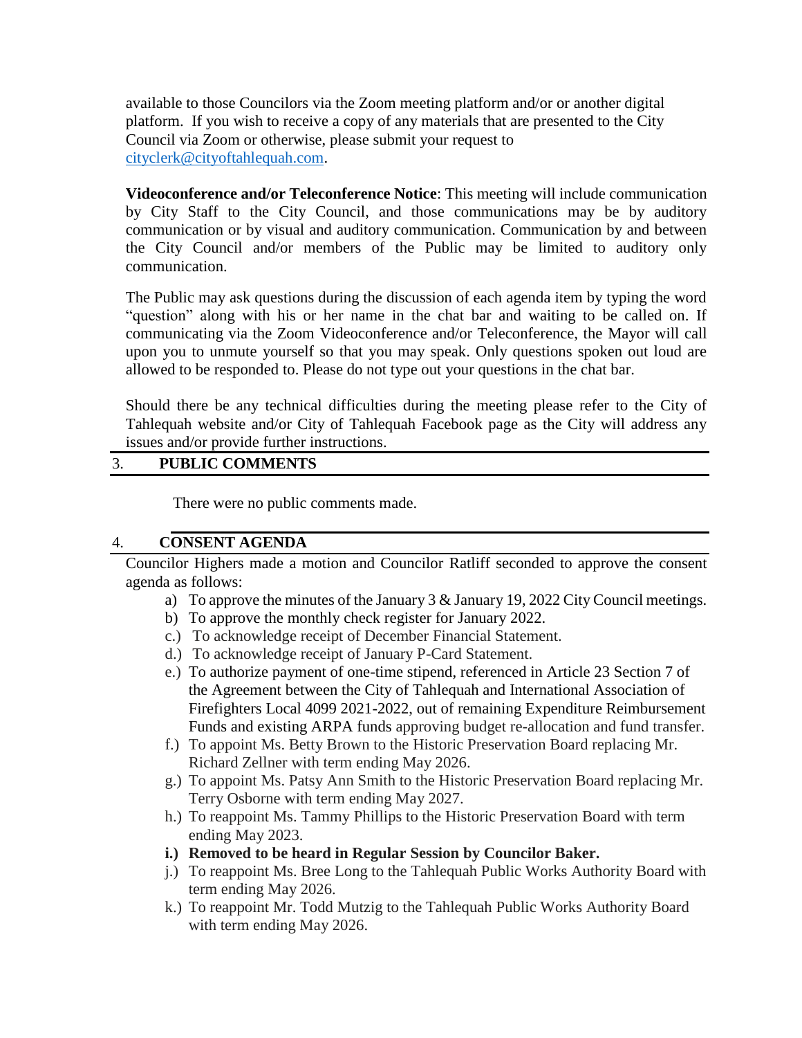available to those Councilors via the Zoom meeting platform and/or or another digital platform. If you wish to receive a copy of any materials that are presented to the City Council via Zoom or otherwise, please submit your request to cityclerk@cityoftahlequah.com.

**Videoconference and/or Teleconference Notice**: This meeting will include communication by City Staff to the City Council, and those communications may be by auditory communication or by visual and auditory communication. Communication by and between the City Council and/or members of the Public may be limited to auditory only communication.

The Public may ask questions during the discussion of each agenda item by typing the word "question" along with his or her name in the chat bar and waiting to be called on. If communicating via the Zoom Videoconference and/or Teleconference, the Mayor will call upon you to unmute yourself so that you may speak. Only questions spoken out loud are allowed to be responded to. Please do not type out your questions in the chat bar.

Should there be any technical difficulties during the meeting please refer to the City of Tahlequah website and/or City of Tahlequah Facebook page as the City will address any issues and/or provide further instructions.

## 3. PUBLIC COMMENTS

There were no public comments made.

## 4. CONSENT AGENDA

Councilor Highers made a motion and Councilor Ratliff seconded to approve the consent agenda as follows:

a) To approve the minutes of the January 3 & January 19, 2022 City Council meetings.
b) To approve the monthly check register for January 2022.
c.) To acknowledge receipt of December Financial Statement.
d.) To acknowledge receipt of January P-Card Statement.
e.) To authorize payment of one-time stipend, referenced in Article 23 Section 7 of the Agreement between the City of Tahlequah and International Association of Firefighters Local 4099 2021-2022, out of remaining Expenditure Reimbursement Funds and existing ARPA funds approving budget re-allocation and fund transfer.
f.) To appoint Ms. Betty Brown to the Historic Preservation Board replacing Mr. Richard Zellner with term ending May 2026.
g.) To appoint Ms. Patsy Ann Smith to the Historic Preservation Board replacing Mr. Terry Osborne with term ending May 2027.
h.) To reappoint Ms. Tammy Phillips to the Historic Preservation Board with term ending May 2023.
**i.) Removed to be heard in Regular Session by Councilor Baker.**
j.) To reappoint Ms. Bree Long to the Tahlequah Public Works Authority Board with term ending May 2026.
k.) To reappoint Mr. Todd Mutzig to the Tahlequah Public Works Authority Board with term ending May 2026.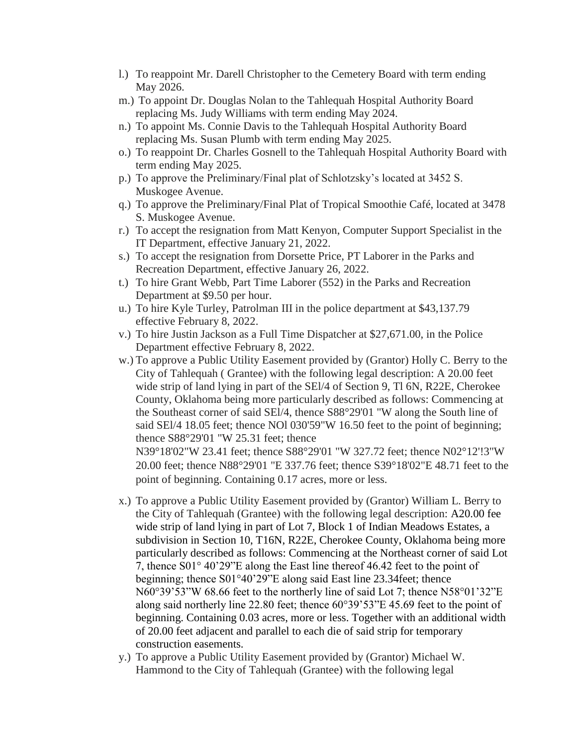l.) To reappoint Mr. Darell Christopher to the Cemetery Board with term ending May 2026.

m.) To appoint Dr. Douglas Nolan to the Tahlequah Hospital Authority Board replacing Ms. Judy Williams with term ending May 2024.

n.) To appoint Ms. Connie Davis to the Tahlequah Hospital Authority Board replacing Ms. Susan Plumb with term ending May 2025.

o.) To reappoint Dr. Charles Gosnell to the Tahlequah Hospital Authority Board with term ending May 2025.

p.) To approve the Preliminary/Final plat of Schlotzsky's located at 3452 S. Muskogee Avenue.

q.) To approve the Preliminary/Final Plat of Tropical Smoothie Café, located at 3478 S. Muskogee Avenue.

r.) To accept the resignation from Matt Kenyon, Computer Support Specialist in the IT Department, effective January 21, 2022.

s.) To accept the resignation from Dorsette Price, PT Laborer in the Parks and Recreation Department, effective January 26, 2022.

t.) To hire Grant Webb, Part Time Laborer (552) in the Parks and Recreation Department at $9.50 per hour.

u.) To hire Kyle Turley, Patrolman III in the police department at $43,137.79 effective February 8, 2022.

v.) To hire Justin Jackson as a Full Time Dispatcher at $27,671.00, in the Police Department effective February 8, 2022.

w.) To approve a Public Utility Easement provided by (Grantor) Holly C. Berry to the City of Tahlequah ( Grantee) with the following legal description: A 20.00 feet wide strip of land lying in part of the SEl/4 of Section 9, Tl 6N, R22E, Cherokee County, Oklahoma being more particularly described as follows: Commencing at the Southeast corner of said SEl/4, thence S88°29'01 "W along the South line of said SEl/4 18.05 feet; thence NOl 030'59"W 16.50 feet to the point of beginning; thence S88°29'01 "W 25.31 feet; thence N39°18'02"W 23.41 feet; thence S88°29'01 "W 327.72 feet; thence N02°12'!3"W 20.00 feet; thence N88°29'01 "E 337.76 feet; thence S39°18'02"E 48.71 feet to the point of beginning. Containing 0.17 acres, more or less.

x.) To approve a Public Utility Easement provided by (Grantor) William L. Berry to the City of Tahlequah (Grantee) with the following legal description: A20.00 fee wide strip of land lying in part of Lot 7, Block 1 of Indian Meadows Estates, a subdivision in Section 10, T16N, R22E, Cherokee County, Oklahoma being more particularly described as follows: Commencing at the Northeast corner of said Lot 7, thence S01° 40'29"E along the East line thereof 46.42 feet to the point of beginning; thence S01°40'29"E along said East line 23.34feet; thence N60°39'53"W 68.66 feet to the northerly line of said Lot 7; thence N58°01'32"E along said northerly line 22.80 feet; thence 60°39'53"E 45.69 feet to the point of beginning. Containing 0.03 acres, more or less. Together with an additional width of 20.00 feet adjacent and parallel to each die of said strip for temporary construction easements.

y.) To approve a Public Utility Easement provided by (Grantor) Michael W. Hammond to the City of Tahlequah (Grantee) with the following legal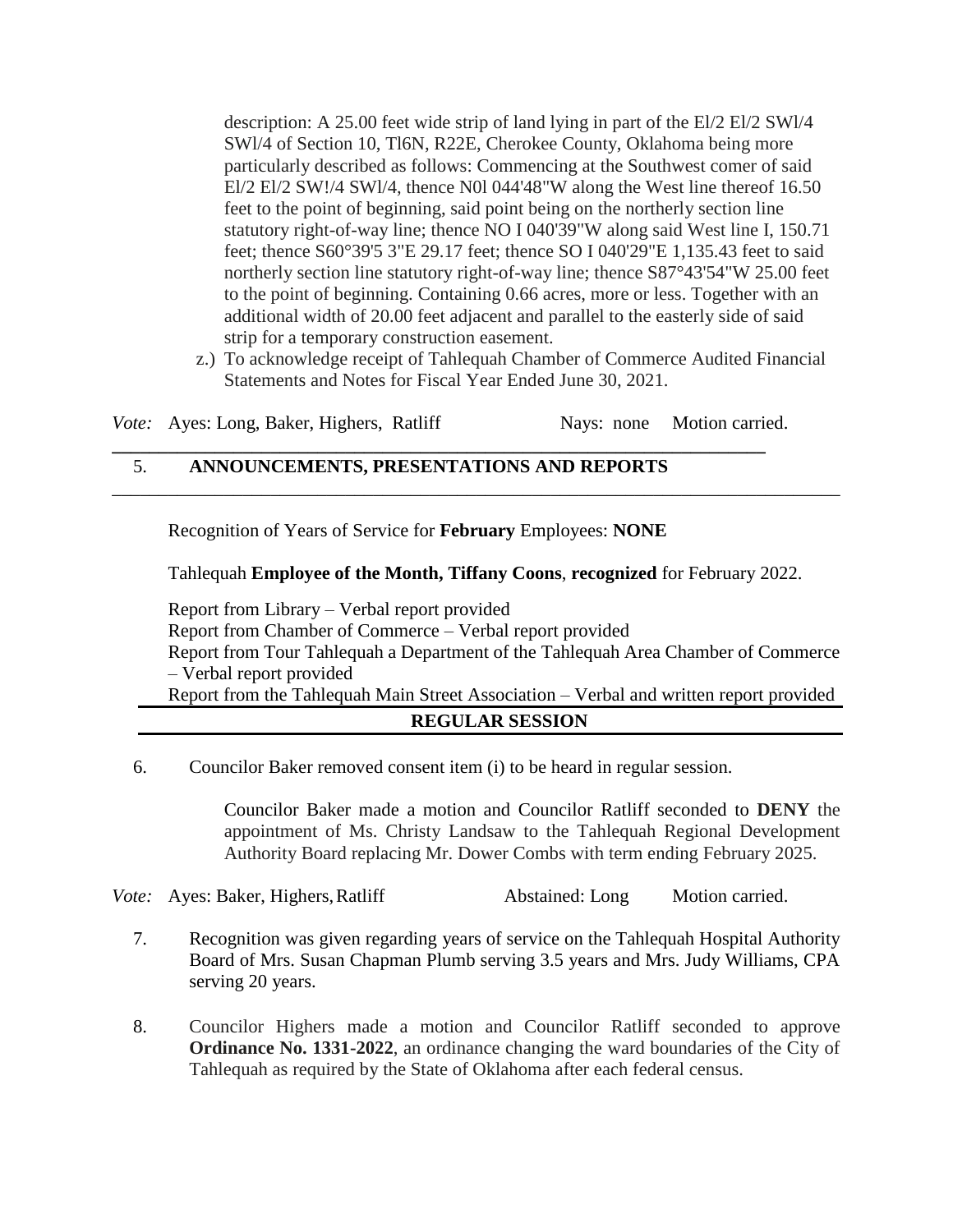description: A 25.00 feet wide strip of land lying in part of the El/2 El/2 SWl/4 SWl/4 of Section 10, Tl6N, R22E, Cherokee County, Oklahoma being more particularly described as follows: Commencing at the Southwest comer of said El/2 El/2 SW!/4 SWl/4, thence N0l 044'48"W along the West line thereof 16.50 feet to the point of beginning, said point being on the northerly section line statutory right-of-way line; thence NO I 040'39"W along said West line I, 150.71 feet; thence S60°39'5 3"E 29.17 feet; thence SO I 040'29"E 1,135.43 feet to said northerly section line statutory right-of-way line; thence S87°43'54"W 25.00 feet to the point of beginning. Containing 0.66 acres, more or less. Together with an additional width of 20.00 feet adjacent and parallel to the easterly side of said strip for a temporary construction easement.

z.) To acknowledge receipt of Tahlequah Chamber of Commerce Audited Financial Statements and Notes for Fiscal Year Ended June 30, 2021.

*Vote:* Ayes: Long, Baker, Highers, Ratliff Nays: none Motion carried.

## 5. ANNOUNCEMENTS, PRESENTATIONS AND REPORTS

Recognition of Years of Service for **February** Employees: **NONE**

Tahlequah **Employee of the Month, Tiffany Coons**, **recognized** for February 2022.

Report from Library – Verbal report provided
Report from Chamber of Commerce – Verbal report provided
Report from Tour Tahlequah a Department of the Tahlequah Area Chamber of Commerce – Verbal report provided
Report from the Tahlequah Main Street Association – Verbal and written report provided

## REGULAR SESSION

6. Councilor Baker removed consent item (i) to be heard in regular session.

   Councilor Baker made a motion and Councilor Ratliff seconded to **DENY** the appointment of Ms. Christy Landsaw to the Tahlequah Regional Development Authority Board replacing Mr. Dower Combs with term ending February 2025.

*Vote:* Ayes: Baker, Highers, Ratliff Abstained: Long Motion carried.

7. Recognition was given regarding years of service on the Tahlequah Hospital Authority Board of Mrs. Susan Chapman Plumb serving 3.5 years and Mrs. Judy Williams, CPA serving 20 years.

8. Councilor Highers made a motion and Councilor Ratliff seconded to approve **Ordinance No. 1331-2022**, an ordinance changing the ward boundaries of the City of Tahlequah as required by the State of Oklahoma after each federal census.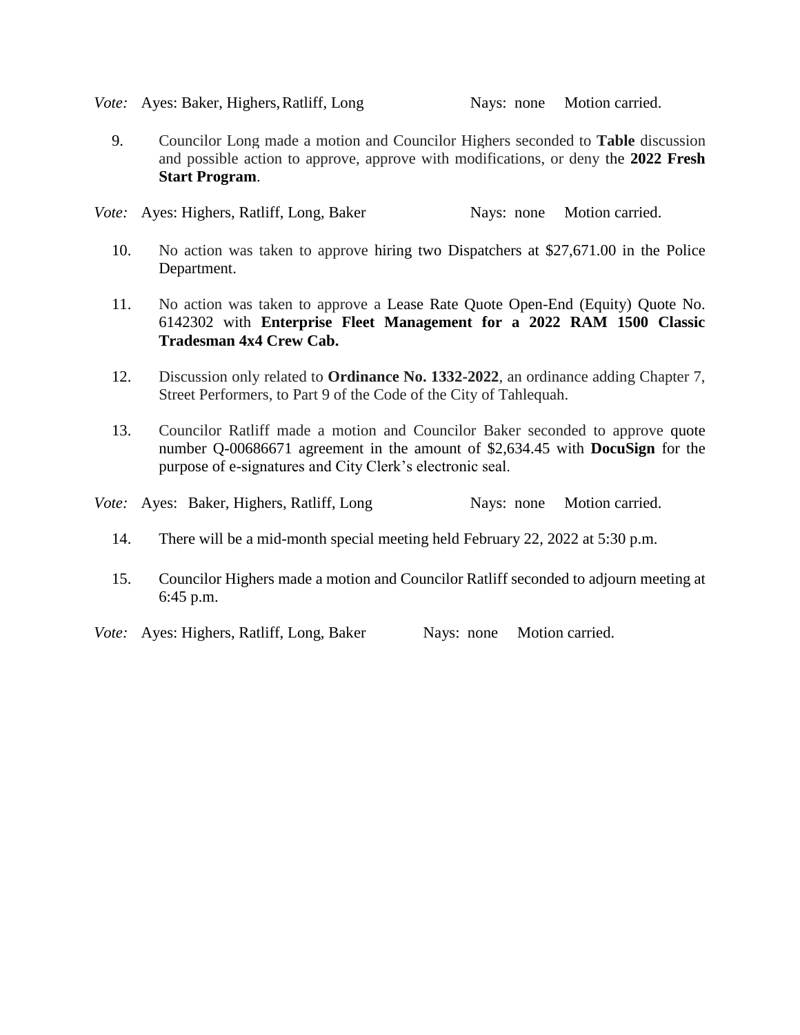*Vote:* Ayes: Baker, Highers, Ratliff, Long Nays: none Motion carried.

9. Councilor Long made a motion and Councilor Highers seconded to **Table** discussion and possible action to approve, approve with modifications, or deny the **2022 Fresh Start Program**.

*Vote:* Ayes: Highers, Ratliff, Long, Baker Nays: none Motion carried.

10. No action was taken to approve hiring two Dispatchers at $27,671.00 in the Police Department.

11. No action was taken to approve a Lease Rate Quote Open-End (Equity) Quote No. 6142302 with **Enterprise Fleet Management for a 2022 RAM 1500 Classic Tradesman 4x4 Crew Cab.**

12. Discussion only related to **Ordinance No. 1332-2022**, an ordinance adding Chapter 7, Street Performers, to Part 9 of the Code of the City of Tahlequah.

13. Councilor Ratliff made a motion and Councilor Baker seconded to approve quote number Q-00686671 agreement in the amount of $2,634.45 with **DocuSign** for the purpose of e-signatures and City Clerk's electronic seal.

*Vote:* Ayes: Baker, Highers, Ratliff, Long Nays: none Motion carried.

14. There will be a mid-month special meeting held February 22, 2022 at 5:30 p.m.

15. Councilor Highers made a motion and Councilor Ratliff seconded to adjourn meeting at 6:45 p.m.

*Vote:* Ayes: Highers, Ratliff, Long, Baker Nays: none Motion carried.